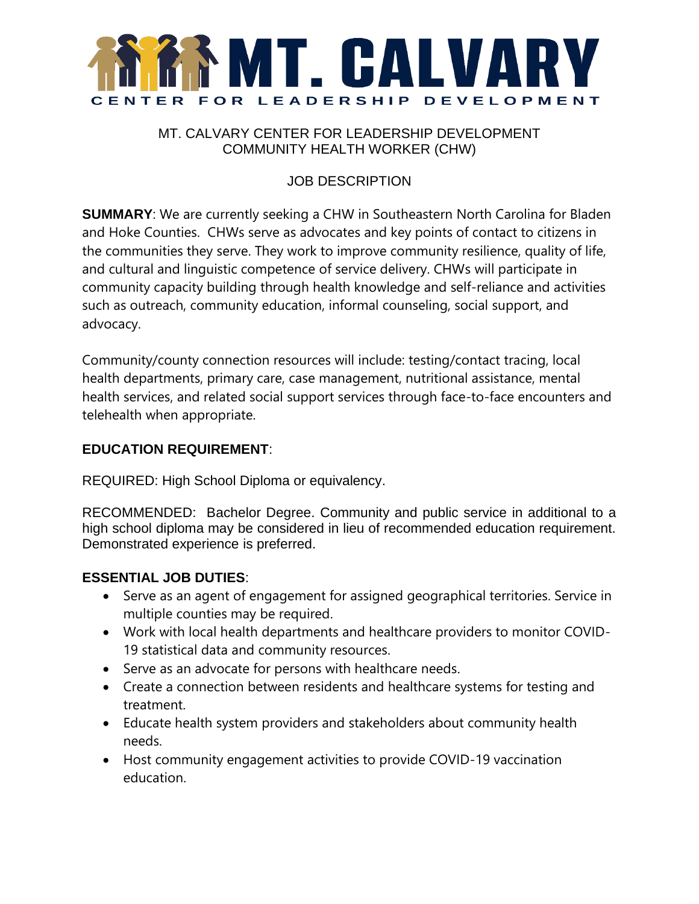# MT. CALVARY

CENTER FOR LEADERSHIP DEVELOPMENT

MT. CALVARY CENTER FOR LEADERSHIP DEVELOPMENT
COMMUNITY HEALTH WORKER (CHW)

JOB DESCRIPTION

**SUMMARY**: We are currently seeking a CHW in Southeastern North Carolina for Bladen and Hoke Counties. CHWs serve as advocates and key points of contact to citizens in the communities they serve. They work to improve community resilience, quality of life, and cultural and linguistic competence of service delivery. CHWs will participate in community capacity building through health knowledge and self-reliance and activities such as outreach, community education, informal counseling, social support, and advocacy.

Community/county connection resources will include: testing/contact tracing, local health departments, primary care, case management, nutritional assistance, mental health services, and related social support services through face-to-face encounters and telehealth when appropriate.

**EDUCATION REQUIREMENT**:

REQUIRED: High School Diploma or equivalency.

RECOMMENDED: Bachelor Degree. Community and public service in additional to a high school diploma may be considered in lieu of recommended education requirement. Demonstrated experience is preferred.

**ESSENTIAL JOB DUTIES**:

- Serve as an agent of engagement for assigned geographical territories. Service in multiple counties may be required.
- Work with local health departments and healthcare providers to monitor COVID-19 statistical data and community resources.
- Serve as an advocate for persons with healthcare needs.
- Create a connection between residents and healthcare systems for testing and treatment.
- Educate health system providers and stakeholders about community health needs.
- Host community engagement activities to provide COVID-19 vaccination education.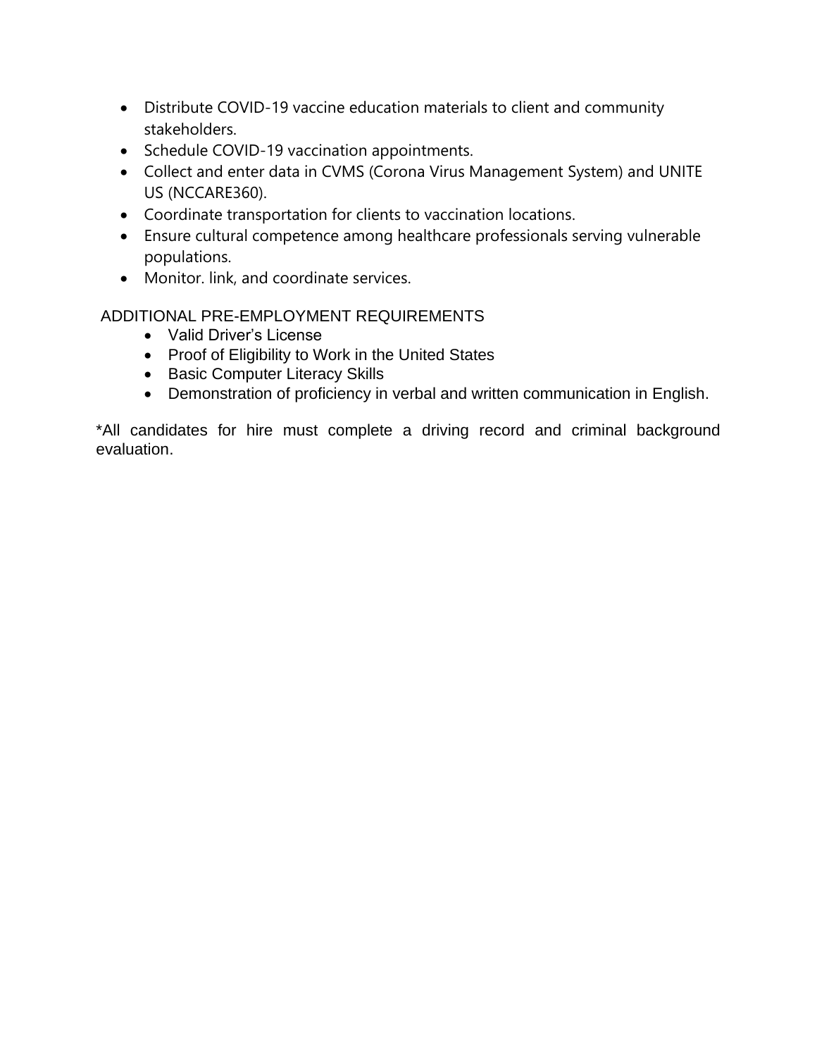- Distribute COVID-19 vaccine education materials to client and community stakeholders.
- Schedule COVID-19 vaccination appointments.
- Collect and enter data in CVMS (Corona Virus Management System) and UNITE US (NCCARE360).
- Coordinate transportation for clients to vaccination locations.
- Ensure cultural competence among healthcare professionals serving vulnerable populations.
- Monitor. link, and coordinate services.

ADDITIONAL PRE-EMPLOYMENT REQUIREMENTS

- Valid Driver's License
- Proof of Eligibility to Work in the United States
- Basic Computer Literacy Skills
- Demonstration of proficiency in verbal and written communication in English.

*All candidates for hire must complete a driving record and criminal background evaluation.